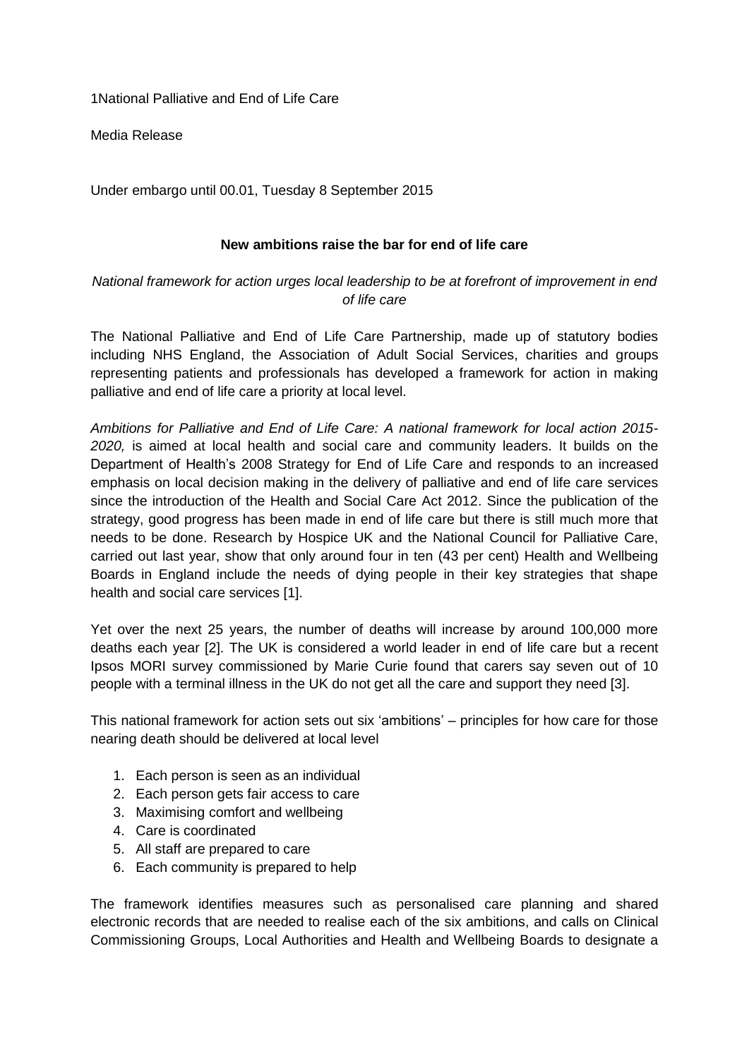1National Palliative and End of Life Care

Media Release

Under embargo until 00.01, Tuesday 8 September 2015

**New ambitions raise the bar for end of life care**

*National framework for action urges local leadership to be at forefront of improvement in end of life care*

The National Palliative and End of Life Care Partnership, made up of statutory bodies including NHS England, the Association of Adult Social Services, charities and groups representing patients and professionals has developed a framework for action in making palliative and end of life care a priority at local level.

*Ambitions for Palliative and End of Life Care: A national framework for local action 2015-2020,* is aimed at local health and social care and community leaders. It builds on the Department of Health's 2008 Strategy for End of Life Care and responds to an increased emphasis on local decision making in the delivery of palliative and end of life care services since the introduction of the Health and Social Care Act 2012. Since the publication of the strategy, good progress has been made in end of life care but there is still much more that needs to be done. Research by Hospice UK and the National Council for Palliative Care, carried out last year, show that only around four in ten (43 per cent) Health and Wellbeing Boards in England include the needs of dying people in their key strategies that shape health and social care services [1].

Yet over the next 25 years, the number of deaths will increase by around 100,000 more deaths each year [2]. The UK is considered a world leader in end of life care but a recent Ipsos MORI survey commissioned by Marie Curie found that carers say seven out of 10 people with a terminal illness in the UK do not get all the care and support they need [3].

This national framework for action sets out six 'ambitions' – principles for how care for those nearing death should be delivered at local level

1. Each person is seen as an individual
2. Each person gets fair access to care
3. Maximising comfort and wellbeing
4. Care is coordinated
5. All staff are prepared to care
6. Each community is prepared to help

The framework identifies measures such as personalised care planning and shared electronic records that are needed to realise each of the six ambitions, and calls on Clinical Commissioning Groups, Local Authorities and Health and Wellbeing Boards to designate a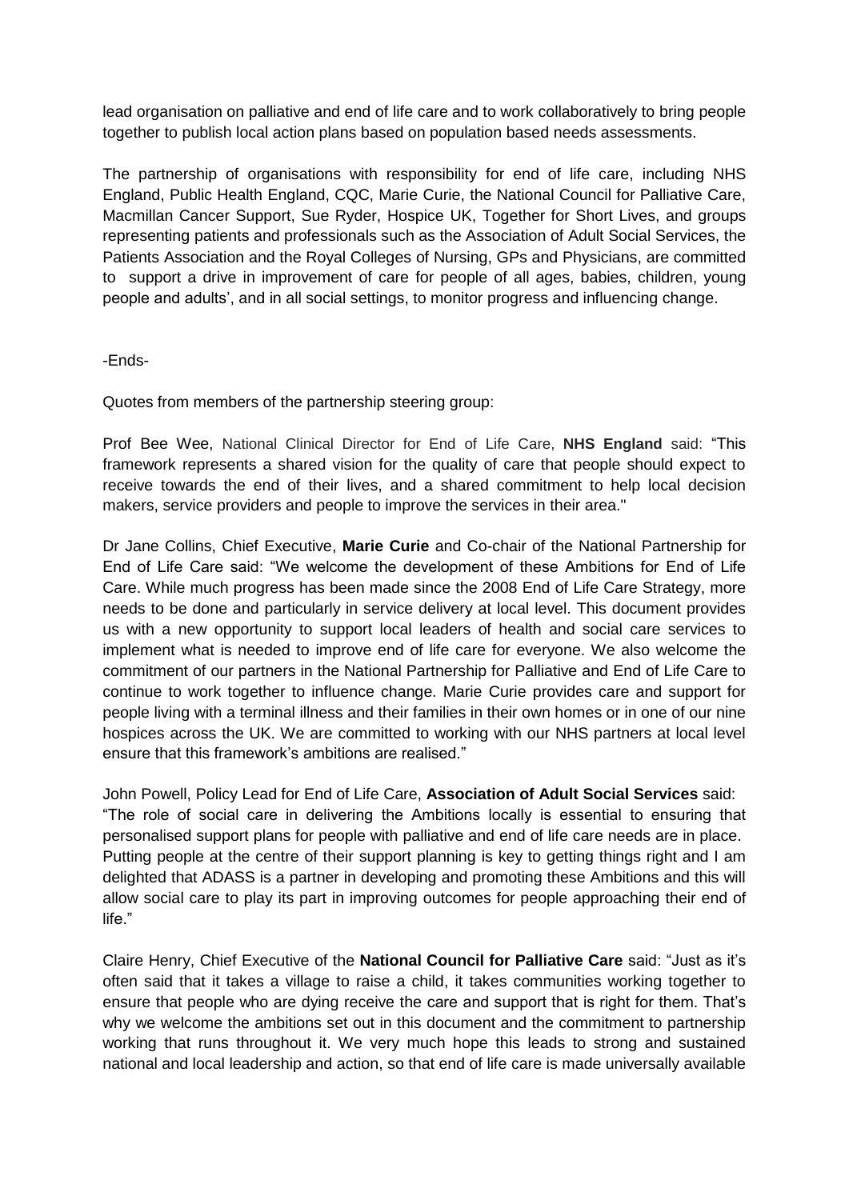lead organisation on palliative and end of life care and to work collaboratively to bring people together to publish local action plans based on population based needs assessments.

The partnership of organisations with responsibility for end of life care, including NHS England, Public Health England, CQC, Marie Curie, the National Council for Palliative Care, Macmillan Cancer Support, Sue Ryder, Hospice UK, Together for Short Lives, and groups representing patients and professionals such as the Association of Adult Social Services, the Patients Association and the Royal Colleges of Nursing, GPs and Physicians, are committed to support a drive in improvement of care for people of all ages, babies, children, young people and adults', and in all social settings, to monitor progress and influencing change.

-Ends-

Quotes from members of the partnership steering group:

Prof Bee Wee, National Clinical Director for End of Life Care, **NHS England** said: "This framework represents a shared vision for the quality of care that people should expect to receive towards the end of their lives, and a shared commitment to help local decision makers, service providers and people to improve the services in their area."

Dr Jane Collins, Chief Executive, **Marie Curie** and Co-chair of the National Partnership for End of Life Care said: "We welcome the development of these Ambitions for End of Life Care. While much progress has been made since the 2008 End of Life Care Strategy, more needs to be done and particularly in service delivery at local level. This document provides us with a new opportunity to support local leaders of health and social care services to implement what is needed to improve end of life care for everyone. We also welcome the commitment of our partners in the National Partnership for Palliative and End of Life Care to continue to work together to influence change. Marie Curie provides care and support for people living with a terminal illness and their families in their own homes or in one of our nine hospices across the UK. We are committed to working with our NHS partners at local level ensure that this framework's ambitions are realised."

John Powell, Policy Lead for End of Life Care, **Association of Adult Social Services** said: "The role of social care in delivering the Ambitions locally is essential to ensuring that personalised support plans for people with palliative and end of life care needs are in place. Putting people at the centre of their support planning is key to getting things right and I am delighted that ADASS is a partner in developing and promoting these Ambitions and this will allow social care to play its part in improving outcomes for people approaching their end of life."

Claire Henry, Chief Executive of the **National Council for Palliative Care** said: "Just as it's often said that it takes a village to raise a child, it takes communities working together to ensure that people who are dying receive the care and support that is right for them. That's why we welcome the ambitions set out in this document and the commitment to partnership working that runs throughout it. We very much hope this leads to strong and sustained national and local leadership and action, so that end of life care is made universally available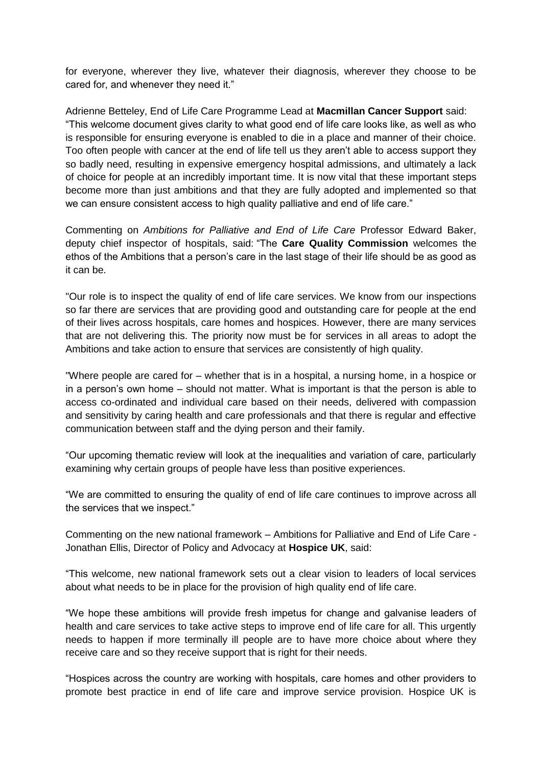for everyone, wherever they live, whatever their diagnosis, wherever they choose to be cared for, and whenever they need it."

Adrienne Betteley, End of Life Care Programme Lead at **Macmillan Cancer Support** said: "This welcome document gives clarity to what good end of life care looks like, as well as who is responsible for ensuring everyone is enabled to die in a place and manner of their choice. Too often people with cancer at the end of life tell us they aren't able to access support they so badly need, resulting in expensive emergency hospital admissions, and ultimately a lack of choice for people at an incredibly important time. It is now vital that these important steps become more than just ambitions and that they are fully adopted and implemented so that we can ensure consistent access to high quality palliative and end of life care."

Commenting on *Ambitions for Palliative and End of Life Care* Professor Edward Baker, deputy chief inspector of hospitals, said: "The **Care Quality Commission** welcomes the ethos of the Ambitions that a person's care in the last stage of their life should be as good as it can be.

"Our role is to inspect the quality of end of life care services. We know from our inspections so far there are services that are providing good and outstanding care for people at the end of their lives across hospitals, care homes and hospices. However, there are many services that are not delivering this. The priority now must be for services in all areas to adopt the Ambitions and take action to ensure that services are consistently of high quality.

"Where people are cared for – whether that is in a hospital, a nursing home, in a hospice or in a person's own home – should not matter. What is important is that the person is able to access co-ordinated and individual care based on their needs, delivered with compassion and sensitivity by caring health and care professionals and that there is regular and effective communication between staff and the dying person and their family.

"Our upcoming thematic review will look at the inequalities and variation of care, particularly examining why certain groups of people have less than positive experiences.

"We are committed to ensuring the quality of end of life care continues to improve across all the services that we inspect."

Commenting on the new national framework – Ambitions for Palliative and End of Life Care - Jonathan Ellis, Director of Policy and Advocacy at **Hospice UK**, said:

"This welcome, new national framework sets out a clear vision to leaders of local services about what needs to be in place for the provision of high quality end of life care.

"We hope these ambitions will provide fresh impetus for change and galvanise leaders of health and care services to take active steps to improve end of life care for all. This urgently needs to happen if more terminally ill people are to have more choice about where they receive care and so they receive support that is right for their needs.

"Hospices across the country are working with hospitals, care homes and other providers to promote best practice in end of life care and improve service provision. Hospice UK is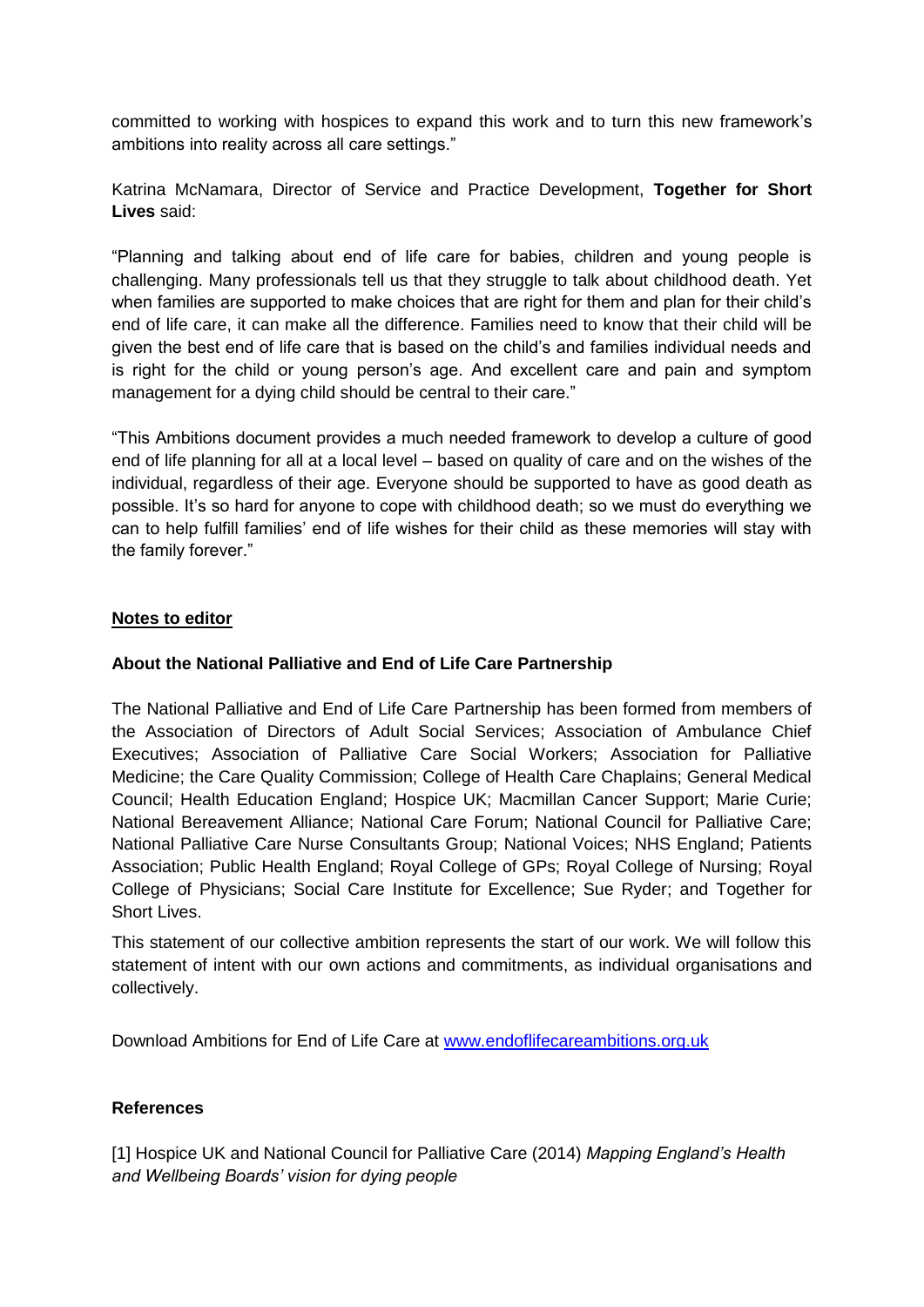committed to working with hospices to expand this work and to turn this new framework's ambitions into reality across all care settings."

Katrina McNamara, Director of Service and Practice Development, **Together for Short Lives** said:

"Planning and talking about end of life care for babies, children and young people is challenging. Many professionals tell us that they struggle to talk about childhood death. Yet when families are supported to make choices that are right for them and plan for their child's end of life care, it can make all the difference. Families need to know that their child will be given the best end of life care that is based on the child's and families individual needs and is right for the child or young person's age. And excellent care and pain and symptom management for a dying child should be central to their care."

"This Ambitions document provides a much needed framework to develop a culture of good end of life planning for all at a local level – based on quality of care and on the wishes of the individual, regardless of their age. Everyone should be supported to have as good death as possible. It's so hard for anyone to cope with childhood death; so we must do everything we can to help fulfill families' end of life wishes for their child as these memories will stay with the family forever."

**Notes to editor**

**About the National Palliative and End of Life Care Partnership**

The National Palliative and End of Life Care Partnership has been formed from members of the Association of Directors of Adult Social Services; Association of Ambulance Chief Executives; Association of Palliative Care Social Workers; Association for Palliative Medicine; the Care Quality Commission; College of Health Care Chaplains; General Medical Council; Health Education England; Hospice UK; Macmillan Cancer Support; Marie Curie; National Bereavement Alliance; National Care Forum; National Council for Palliative Care; National Palliative Care Nurse Consultants Group; National Voices; NHS England; Patients Association; Public Health England; Royal College of GPs; Royal College of Nursing; Royal College of Physicians; Social Care Institute for Excellence; Sue Ryder; and Together for Short Lives.

This statement of our collective ambition represents the start of our work. We will follow this statement of intent with our own actions and commitments, as individual organisations and collectively.

Download Ambitions for End of Life Care at [www.endoflifecareambitions.org.uk](http://www.endoflifecareambitions.org.uk)

**References**

[1] Hospice UK and National Council for Palliative Care (2014) *Mapping England's Health and Wellbeing Boards' vision for dying people*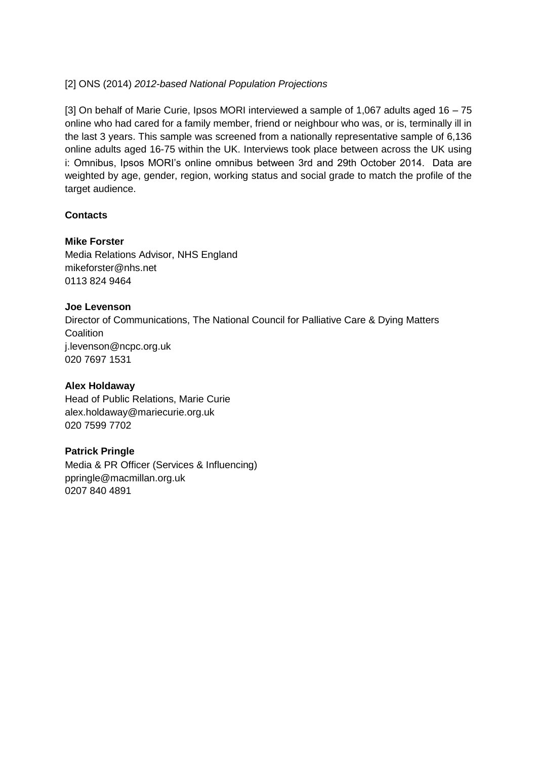[2] ONS (2014) *2012-based National Population Projections*

[3] On behalf of Marie Curie, Ipsos MORI interviewed a sample of 1,067 adults aged 16 – 75 online who had cared for a family member, friend or neighbour who was, or is, terminally ill in the last 3 years. This sample was screened from a nationally representative sample of 6,136 online adults aged 16-75 within the UK. Interviews took place between across the UK using i: Omnibus, Ipsos MORI's online omnibus between 3rd and 29th October 2014. Data are weighted by age, gender, region, working status and social grade to match the profile of the target audience.

**Contacts**

**Mike Forster**
Media Relations Advisor, NHS England
mikeforster@nhs.net
0113 824 9464

**Joe Levenson**
Director of Communications, The National Council for Palliative Care & Dying Matters Coalition
j.levenson@ncpc.org.uk
020 7697 1531

**Alex Holdaway**
Head of Public Relations, Marie Curie
alex.holdaway@mariecurie.org.uk
020 7599 7702

**Patrick Pringle**
Media & PR Officer (Services & Influencing)
ppringle@macmillan.org.uk
0207 840 4891